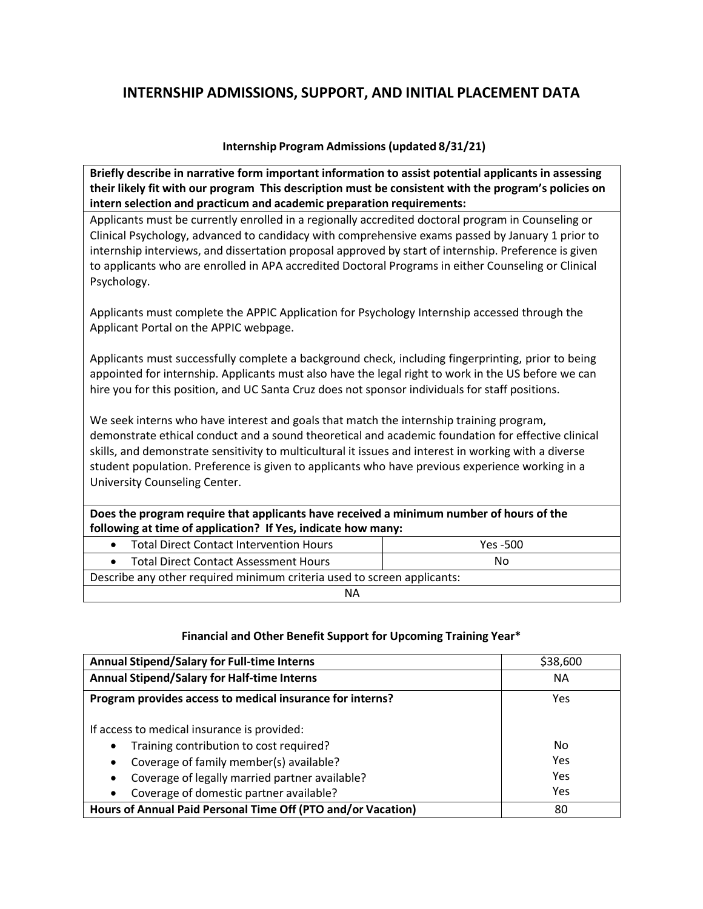# INTERNSHIP ADMISSIONS, SUPPORT, AND INITIAL PLACEMENT DATA

### Internship Program Admissions (updated 8/31/21)

| **Briefly describe in narrative form important information to assist potential applicants in assessing their likely fit with our program This description must be consistent with the program's policies on intern selection and practicum and academic preparation requirements:** |
|---|
| Applicants must be currently enrolled in a regionally accredited doctoral program in Counseling or Clinical Psychology, advanced to candidacy with comprehensive exams passed by January 1 prior to internship interviews, and dissertation proposal approved by start of internship. Preference is given to applicants who are enrolled in APA accredited Doctoral Programs in either Counseling or Clinical Psychology.<br><br>Applicants must complete the APPIC Application for Psychology Internship accessed through the Applicant Portal on the APPIC webpage.<br><br>Applicants must successfully complete a background check, including fingerprinting, prior to being appointed for internship. Applicants must also have the legal right to work in the US before we can hire you for this position, and UC Santa Cruz does not sponsor individuals for staff positions.<br><br>We seek interns who have interest and goals that match the internship training program, demonstrate ethical conduct and a sound theoretical and academic foundation for effective clinical skills, and demonstrate sensitivity to multicultural it issues and interest in working with a diverse student population. Preference is given to applicants who have previous experience working in a University Counseling Center. |

| **Does the program require that applicants have received a minimum number of hours of the following at time of application? If Yes, indicate how many:** | |
|---|---|
| • Total Direct Contact Intervention Hours | Yes -500 |
| • Total Direct Contact Assessment Hours | No |
| Describe any other required minimum criteria used to screen applicants: | |
| NA | |

### Financial and Other Benefit Support for Upcoming Training Year*

| | |
|---|---|
| **Annual Stipend/Salary for Full-time Interns** | $38,600 |
| **Annual Stipend/Salary for Half-time Interns** | NA |
| **Program provides access to medical insurance for interns?** | Yes |
| If access to medical insurance is provided: | |
| • Training contribution to cost required? | No |
| • Coverage of family member(s) available? | Yes |
| • Coverage of legally married partner available? | Yes |
| • Coverage of domestic partner available? | Yes |
| **Hours of Annual Paid Personal Time Off (PTO and/or Vacation)** | 80 |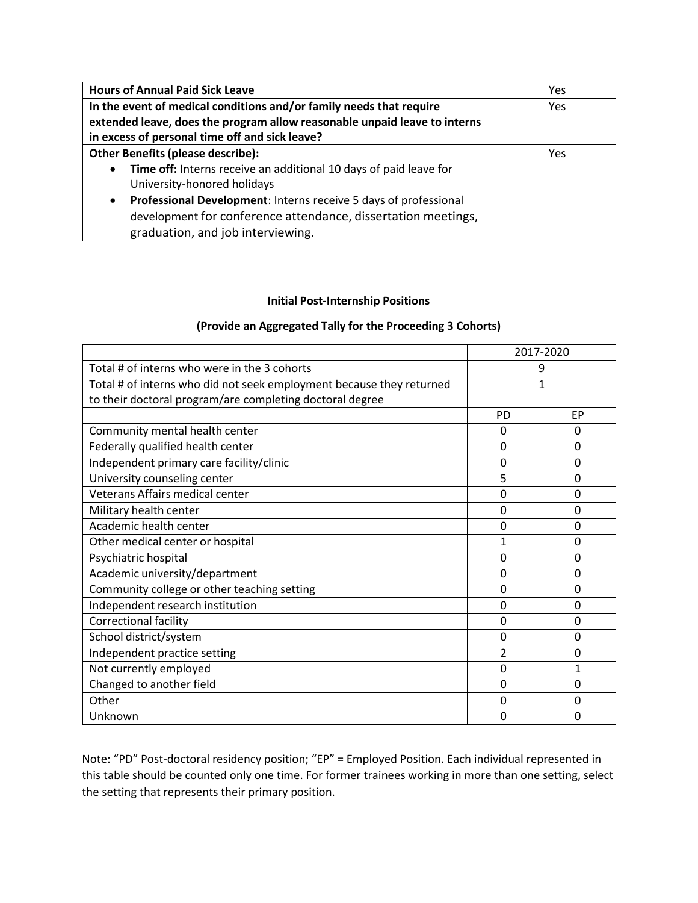| | |
|---|---|
| **Hours of Annual Paid Sick Leave** | Yes |
| **In the event of medical conditions and/or family needs that require extended leave, does the program allow reasonable unpaid leave to interns in excess of personal time off and sick leave?** | Yes |
| **Other Benefits (please describe):**<br>• **Time off:** Interns receive an additional 10 days of paid leave for University-honored holidays<br>• **Professional Development**: Interns receive 5 days of professional development for conference attendance, dissertation meetings, graduation, and job interviewing. | Yes |

**Initial Post-Internship Positions**

**(Provide an Aggregated Tally for the Proceeding 3 Cohorts)**

| | 2017-2020 | |
|---|---|---|
| Total # of interns who were in the 3 cohorts | 9 | |
| Total # of interns who did not seek employment because they returned to their doctoral program/are completing doctoral degree | 1 | |
| | PD | EP |
| Community mental health center | 0 | 0 |
| Federally qualified health center | 0 | 0 |
| Independent primary care facility/clinic | 0 | 0 |
| University counseling center | 5 | 0 |
| Veterans Affairs medical center | 0 | 0 |
| Military health center | 0 | 0 |
| Academic health center | 0 | 0 |
| Other medical center or hospital | 1 | 0 |
| Psychiatric hospital | 0 | 0 |
| Academic university/department | 0 | 0 |
| Community college or other teaching setting | 0 | 0 |
| Independent research institution | 0 | 0 |
| Correctional facility | 0 | 0 |
| School district/system | 0 | 0 |
| Independent practice setting | 2 | 0 |
| Not currently employed | 0 | 1 |
| Changed to another field | 0 | 0 |
| Other | 0 | 0 |
| Unknown | 0 | 0 |

Note: "PD" Post-doctoral residency position; "EP" = Employed Position. Each individual represented in this table should be counted only one time. For former trainees working in more than one setting, select the setting that represents their primary position.